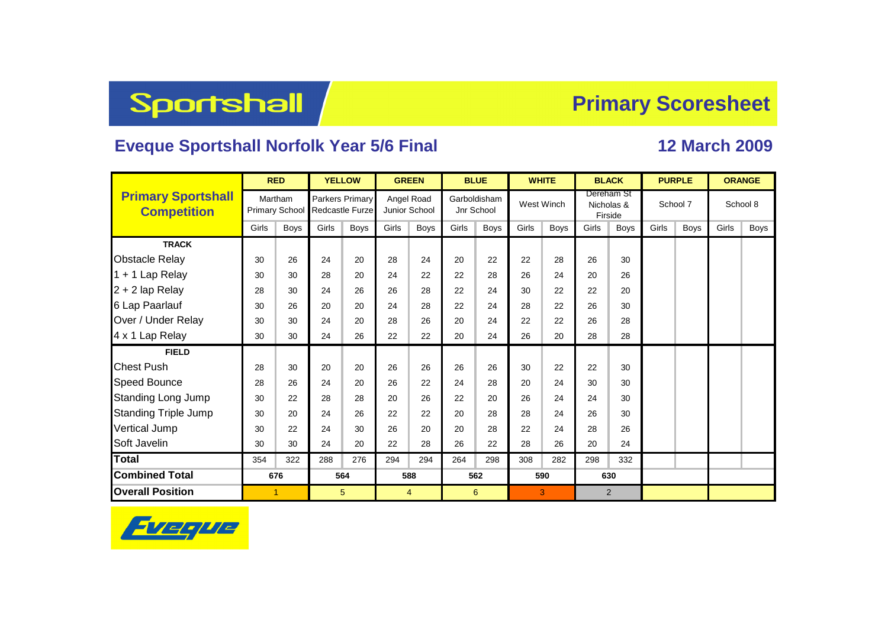# Sportshall

## Primary Scoresheet

### Eveque Sportshall Norfolk Year 5/6 Final

### 12 March 2009

| Primary Sportshall Competition | RED | | YELLOW | | GREEN | | BLUE | | WHITE | | BLACK | | PURPLE | | ORANGE | |
|---|---|---|---|---|---|---|---|---|---|---|---|---|---|---|---|---|
| | Martham Primary School | | Parkers Primary Redcastle Furze | | Angel Road Junior School | | Garboldisham Jnr School | | West Winch | | Dereham St Nicholas & Firside | | School 7 | | School 8 | |
| | Girls | Boys | Girls | Boys | Girls | Boys | Girls | Boys | Girls | Boys | Girls | Boys | Girls | Boys | Girls | Boys |
| **TRACK** | | | | | | | | | | | | | | | | |
| Obstacle Relay | 30 | 26 | 24 | 20 | 28 | 24 | 20 | 22 | 22 | 28 | 26 | 30 | | | | |
| 1 + 1 Lap Relay | 30 | 30 | 28 | 20 | 24 | 22 | 22 | 28 | 26 | 24 | 20 | 26 | | | | |
| 2 + 2 lap Relay | 28 | 30 | 24 | 26 | 26 | 28 | 22 | 24 | 30 | 22 | 22 | 20 | | | | |
| 6 Lap Paarlauf | 30 | 26 | 20 | 20 | 24 | 28 | 22 | 24 | 28 | 22 | 26 | 30 | | | | |
| Over / Under Relay | 30 | 30 | 24 | 20 | 28 | 26 | 20 | 24 | 22 | 22 | 26 | 28 | | | | |
| 4 x 1 Lap Relay | 30 | 30 | 24 | 26 | 22 | 22 | 20 | 24 | 26 | 20 | 28 | 28 | | | | |
| **FIELD** | | | | | | | | | | | | | | | | |
| Chest Push | 28 | 30 | 20 | 20 | 26 | 26 | 26 | 26 | 30 | 22 | 22 | 30 | | | | |
| Speed Bounce | 28 | 26 | 24 | 20 | 26 | 22 | 24 | 28 | 20 | 24 | 30 | 30 | | | | |
| Standing Long Jump | 30 | 22 | 28 | 28 | 20 | 26 | 22 | 20 | 26 | 24 | 24 | 30 | | | | |
| Standing Triple Jump | 30 | 20 | 24 | 26 | 22 | 22 | 20 | 28 | 28 | 24 | 26 | 30 | | | | |
| Vertical Jump | 30 | 22 | 24 | 30 | 26 | 20 | 20 | 28 | 22 | 24 | 28 | 26 | | | | |
| Soft Javelin | 30 | 30 | 24 | 20 | 22 | 28 | 26 | 22 | 28 | 26 | 20 | 24 | | | | |
| **Total** | 354 | 322 | 288 | 276 | 294 | 294 | 264 | 298 | 308 | 282 | 298 | 332 | | | | |
| **Combined Total** | 676 | | 564 | | 588 | | 562 | | 590 | | 630 | | | | | |
| **Overall Position** | 1 | | 5 | | 4 | | 6 | | 3 | | 2 | | | | | |

Eveque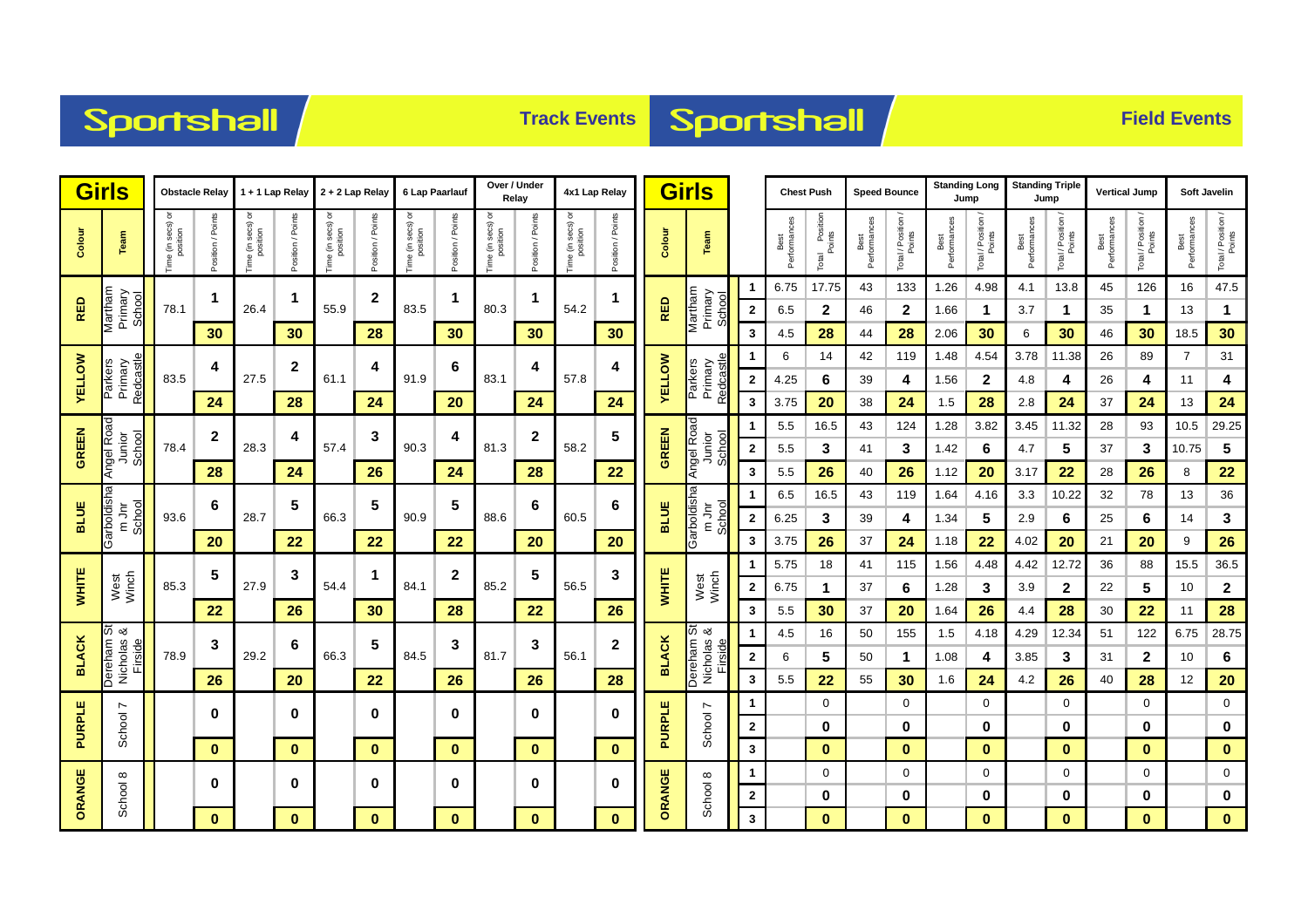# Sportshall — Track Events

## Girls

| Colour | Team | Obstacle Relay Time (in secs) or position | Obstacle Relay Position / Points | 1 + 1 Lap Relay Time (in secs) or position | 1 + 1 Lap Relay Position / Points | 2 + 2 Lap Relay Time (in secs) or position | 2 + 2 Lap Relay Position / Points | 6 Lap Paarlauf Time (in secs) or position | 6 Lap Paarlauf Position / Points | Over / Under Relay Time (in secs) or position | Over / Under Relay Position / Points | 4x1 Lap Relay Time (in secs) or position | 4x1 Lap Relay Position / Points |
|---|---|---|---|---|---|---|---|---|---|---|---|---|---|
| RED | Martham Primary School | 78.1 | 1 | 26.4 | 1 | 55.9 | 2 | 83.5 | 1 | 80.3 | 1 | 54.2 | 1 |
| | | | 30 | | 30 | | 28 | | 30 | | 30 | | 30 |
| YELLOW | Parkers Primary Redcastle | 83.5 | 4 | 27.5 | 2 | 61.1 | 4 | 91.9 | 6 | 83.1 | 4 | 57.8 | 4 |
| | | | 24 | | 28 | | 24 | | 20 | | 24 | | 24 |
| GREEN | Angel Road Junior School | 78.4 | 2 | 28.3 | 4 | 57.4 | 3 | 90.3 | 4 | 81.3 | 2 | 58.2 | 5 |
| | | | 28 | | 24 | | 26 | | 24 | | 28 | | 22 |
| BLUE | Garboldisham Jnr School | 93.6 | 6 | 28.7 | 5 | 66.3 | 5 | 90.9 | 5 | 88.6 | 6 | 60.5 | 6 |
| | | | 20 | | 22 | | 22 | | 22 | | 20 | | 20 |
| WHITE | West Winch | 85.3 | 5 | 27.9 | 3 | 54.4 | 1 | 84.1 | 2 | 85.2 | 5 | 56.5 | 3 |
| | | | 22 | | 26 | | 30 | | 28 | | 22 | | 26 |
| BLACK | Dereham St Nicholas & Firside | 78.9 | 3 | 29.2 | 6 | 66.3 | 5 | 84.5 | 3 | 81.7 | 3 | 56.1 | 2 |
| | | | 26 | | 20 | | 22 | | 26 | | 26 | | 28 |
| PURPLE | School 7 | | 0 | | 0 | | 0 | | 0 | | 0 | | 0 |
| | | | 0 | | 0 | | 0 | | 0 | | 0 | | 0 |
| ORANGE | School 8 | | 0 | | 0 | | 0 | | 0 | | 0 | | 0 |
| | | | 0 | | 0 | | 0 | | 0 | | 0 | | 0 |

# Sportshall — Field Events

## Girls

| Colour | Team | | Chest Push Best Performances | Chest Push Total / Position / Points | Speed Bounce Best Performances | Speed Bounce Total / Position / Points | Standing Long Jump Best Performances | Standing Long Jump Total / Position / Points | Standing Triple Jump Best Performances | Standing Triple Jump Total / Position / Points | Vertical Jump Best Performances | Vertical Jump Total / Position / Points | Soft Javelin Best Performances | Soft Javelin Total / Position / Points |
|---|---|---|---|---|---|---|---|---|---|---|---|---|---|---|
| RED | Martham Primary School | 1 | 6.75 | 17.75 | 43 | 133 | 1.26 | 4.98 | 4.1 | 13.8 | 45 | 126 | 16 | 47.5 |
| | | 2 | 6.5 | 2 | 46 | 2 | 1.66 | 1 | 3.7 | 1 | 35 | 1 | 13 | 1 |
| | | 3 | 4.5 | 28 | 44 | 28 | 2.06 | 30 | 6 | 30 | 46 | 30 | 18.5 | 30 |
| YELLOW | Parkers Primary Redcastle | 1 | 6 | 14 | 42 | 119 | 1.48 | 4.54 | 3.78 | 11.38 | 26 | 89 | 7 | 31 |
| | | 2 | 4.25 | 6 | 39 | 4 | 1.56 | 2 | 4.8 | 4 | 26 | 4 | 11 | 4 |
| | | 3 | 3.75 | 20 | 38 | 24 | 1.5 | 28 | 2.8 | 24 | 37 | 24 | 13 | 24 |
| GREEN | Angel Road Junior School | 1 | 5.5 | 16.5 | 43 | 124 | 1.28 | 3.82 | 3.45 | 11.32 | 28 | 93 | 10.5 | 29.25 |
| | | 2 | 5.5 | 3 | 41 | 3 | 1.42 | 6 | 4.7 | 5 | 37 | 3 | 10.75 | 5 |
| | | 3 | 5.5 | 26 | 40 | 26 | 1.12 | 20 | 3.17 | 22 | 28 | 26 | 8 | 22 |
| BLUE | Garboldisham Jnr School | 1 | 6.5 | 16.5 | 43 | 119 | 1.64 | 4.16 | 3.3 | 10.22 | 32 | 78 | 13 | 36 |
| | | 2 | 6.25 | 3 | 39 | 4 | 1.34 | 5 | 2.9 | 6 | 25 | 6 | 14 | 3 |
| | | 3 | 3.75 | 26 | 37 | 24 | 1.18 | 22 | 4.02 | 20 | 21 | 20 | 9 | 26 |
| WHITE | West Winch | 1 | 5.75 | 18 | 41 | 115 | 1.56 | 4.48 | 4.42 | 12.72 | 36 | 88 | 15.5 | 36.5 |
| | | 2 | 6.75 | 1 | 37 | 6 | 1.28 | 3 | 3.9 | 2 | 22 | 5 | 10 | 2 |
| | | 3 | 5.5 | 30 | 37 | 20 | 1.64 | 26 | 4.4 | 28 | 30 | 22 | 11 | 28 |
| BLACK | Dereham St Nicholas & Firside | 1 | 4.5 | 16 | 50 | 155 | 1.5 | 4.18 | 4.29 | 12.34 | 51 | 122 | 6.75 | 28.75 |
| | | 2 | 6 | 5 | 50 | 1 | 1.08 | 4 | 3.85 | 3 | 31 | 2 | 10 | 6 |
| | | 3 | 5.5 | 22 | 55 | 30 | 1.6 | 24 | 4.2 | 26 | 40 | 28 | 12 | 20 |
| PURPLE | School 7 | 1 | | 0 | | 0 | | 0 | | 0 | | 0 | | 0 |
| | | 2 | | 0 | | 0 | | 0 | | 0 | | 0 | | 0 |
| | | 3 | | 0 | | 0 | | 0 | | 0 | | 0 | | 0 |
| ORANGE | School 8 | 1 | | 0 | | 0 | | 0 | | 0 | | 0 | | 0 |
| | | 2 | | 0 | | 0 | | 0 | | 0 | | 0 | | 0 |
| | | 3 | | 0 | | 0 | | 0 | | 0 | | 0 | | 0 |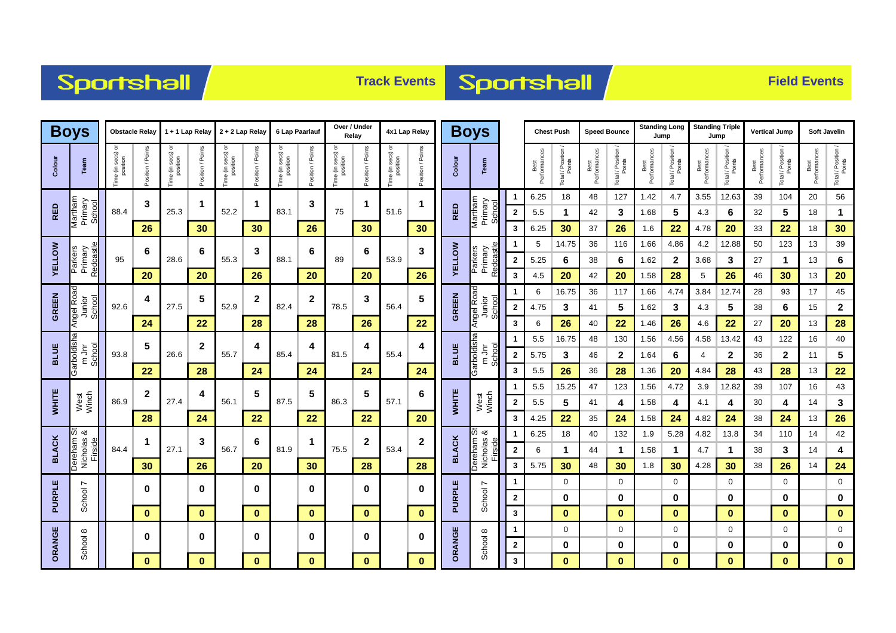## Sportshall — Track Events

| Boys | | Obstacle Relay | | 1 + 1 Lap Relay | | 2 + 2 Lap Relay | | 6 Lap Paarlauf | | Over / Under Relay | | 4x1 Lap Relay | |
|---|---|---|---|---|---|---|---|---|---|---|---|---|---|
| Colour | Team | Time (in secs) or position | Position / Points | Time (in secs) or position | Position / Points | Time (in secs) or position | Position / Points | Time (in secs) or position | Position / Points | Time (in secs) or position | Position / Points | Time (in secs) or position | Position / Points |
| RED | Martham Primary School | 88.4 | 3 | 25.3 | 1 | 52.2 | 1 | 83.1 | 3 | 75 | 1 | 51.6 | 1 |
| | | | 26 | | 30 | | 30 | | 26 | | 30 | | 30 |
| YELLOW | Parkers Primary Redcastle | 95 | 6 | 28.6 | 6 | 55.3 | 3 | 88.1 | 6 | 89 | 6 | 53.9 | 3 |
| | | | 20 | | 20 | | 26 | | 20 | | 20 | | 26 |
| GREEN | Angel Road Junior School | 92.6 | 4 | 27.5 | 5 | 52.9 | 2 | 82.4 | 2 | 78.5 | 3 | 56.4 | 5 |
| | | | 24 | | 22 | | 28 | | 28 | | 26 | | 22 |
| BLUE | Garboldisham Jnr School | 93.8 | 5 | 26.6 | 2 | 55.7 | 4 | 85.4 | 4 | 81.5 | 4 | 55.4 | 4 |
| | | | 22 | | 28 | | 24 | | 24 | | 24 | | 24 |
| WHITE | West Winch | 86.9 | 2 | 27.4 | 4 | 56.1 | 5 | 87.5 | 5 | 86.3 | 5 | 57.1 | 6 |
| | | | 28 | | 24 | | 22 | | 22 | | 22 | | 20 |
| BLACK | Dereham St Nicholas & Firside | 84.4 | 1 | 27.1 | 3 | 56.7 | 6 | 81.9 | 1 | 75.5 | 2 | 53.4 | 2 |
| | | | 30 | | 26 | | 20 | | 30 | | 28 | | 28 |
| PURPLE | School 7 | | 0 | | 0 | | 0 | | 0 | | 0 | | 0 |
| | | | 0 | | 0 | | 0 | | 0 | | 0 | | 0 |
| ORANGE | School 8 | | 0 | | 0 | | 0 | | 0 | | 0 | | 0 |
| | | | 0 | | 0 | | 0 | | 0 | | 0 | | 0 |

## Sportshall — Field Events

| Boys | | | Chest Push | | Speed Bounce | | Standing Long Jump | | Standing Triple Jump | | Vertical Jump | | Soft Javelin | |
|---|---|---|---|---|---|---|---|---|---|---|---|---|---|---|
| Colour | Team | | Best Performances | Total / Position / Points | Best Performances | Total / Position / Points | Best Performances | Total / Position / Points | Best Performances | Total / Position / Points | Best Performances | Total / Position / Points | Best Performances | Total / Position / Points |
| RED | Martham Primary School | 1 | 6.25 | 18 | 48 | 127 | 1.42 | 4.7 | 3.55 | 12.63 | 39 | 104 | 20 | 56 |
| | | 2 | 5.5 | 1 | 42 | 3 | 1.68 | 5 | 4.3 | 6 | 32 | 5 | 18 | 1 |
| | | 3 | 6.25 | 30 | 37 | 26 | 1.6 | 22 | 4.78 | 20 | 33 | 22 | 18 | 30 |
| YELLOW | Parkers Primary Redcastle | 1 | 5 | 14.75 | 36 | 116 | 1.66 | 4.86 | 4.2 | 12.88 | 50 | 123 | 13 | 39 |
| | | 2 | 5.25 | 6 | 38 | 6 | 1.62 | 2 | 3.68 | 3 | 27 | 1 | 13 | 6 |
| | | 3 | 4.5 | 20 | 42 | 20 | 1.58 | 28 | 5 | 26 | 46 | 30 | 13 | 20 |
| GREEN | Angel Road Junior School | 1 | 6 | 16.75 | 36 | 117 | 1.66 | 4.74 | 3.84 | 12.74 | 28 | 93 | 17 | 45 |
| | | 2 | 4.75 | 3 | 41 | 5 | 1.62 | 3 | 4.3 | 5 | 38 | 6 | 15 | 2 |
| | | 3 | 6 | 26 | 40 | 22 | 1.46 | 26 | 4.6 | 22 | 27 | 20 | 13 | 28 |
| BLUE | Garboldisham Jnr School | 1 | 5.5 | 16.75 | 48 | 130 | 1.56 | 4.56 | 4.58 | 13.42 | 43 | 122 | 16 | 40 |
| | | 2 | 5.75 | 3 | 46 | 2 | 1.64 | 6 | 4 | 2 | 36 | 2 | 11 | 5 |
| | | 3 | 5.5 | 26 | 36 | 28 | 1.36 | 20 | 4.84 | 28 | 43 | 28 | 13 | 22 |
| WHITE | West Winch | 1 | 5.5 | 15.25 | 47 | 123 | 1.56 | 4.72 | 3.9 | 12.82 | 39 | 107 | 16 | 43 |
| | | 2 | 5.5 | 5 | 41 | 4 | 1.58 | 4 | 4.1 | 4 | 30 | 4 | 14 | 3 |
| | | 3 | 4.25 | 22 | 35 | 24 | 1.58 | 24 | 4.82 | 24 | 38 | 24 | 13 | 26 |
| BLACK | Dereham St Nicholas & Firside | 1 | 6.25 | 18 | 40 | 132 | 1.9 | 5.28 | 4.82 | 13.8 | 34 | 110 | 14 | 42 |
| | | 2 | 6 | 1 | 44 | 1 | 1.58 | 1 | 4.7 | 1 | 38 | 3 | 14 | 4 |
| | | 3 | 5.75 | 30 | 48 | 30 | 1.8 | 30 | 4.28 | 30 | 38 | 26 | 14 | 24 |
| PURPLE | School 7 | 1 | | 0 | | 0 | | 0 | | 0 | | 0 | | 0 |
| | | 2 | | 0 | | 0 | | 0 | | 0 | | 0 | | 0 |
| | | 3 | | 0 | | 0 | | 0 | | 0 | | 0 | | 0 |
| ORANGE | School 8 | 1 | | 0 | | 0 | | 0 | | 0 | | 0 | | 0 |
| | | 2 | | 0 | | 0 | | 0 | | 0 | | 0 | | 0 |
| | | 3 | | 0 | | 0 | | 0 | | 0 | | 0 | | 0 |